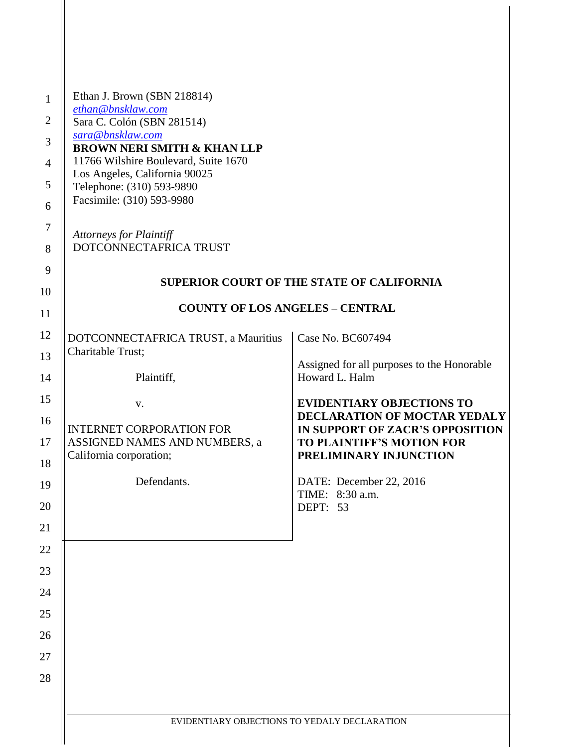Ethan J. Brown (SBN 218814)
ethan@bnsklaw.com
Sara C. Colón (SBN 281514)
sara@bnsklaw.com
**BROWN NERI SMITH & KHAN LLP**
11766 Wilshire Boulevard, Suite 1670
Los Angeles, California 90025
Telephone: (310) 593-9890
Facsimile: (310) 593-9980

*Attorneys for Plaintiff*
DOTCONNECTAFRICA TRUST

**SUPERIOR COURT OF THE STATE OF CALIFORNIA**

**COUNTY OF LOS ANGELES – CENTRAL**

| | |
|---|---|
| DOTCONNECTAFRICA TRUST, a Mauritius Charitable Trust;<br><br>Plaintiff,<br><br>v.<br><br>INTERNET CORPORATION FOR ASSIGNED NAMES AND NUMBERS, a California corporation;<br><br>Defendants. | Case No. BC607494<br><br>Assigned for all purposes to the Honorable Howard L. Halm<br><br>**EVIDENTIARY OBJECTIONS TO DECLARATION OF MOCTAR YEDALY IN SUPPORT OF ZACR'S OPPOSITION TO PLAINTIFF'S MOTION FOR PRELIMINARY INJUNCTION**<br><br>DATE: December 22, 2016<br>TIME: 8:30 a.m.<br>DEPT: 53 |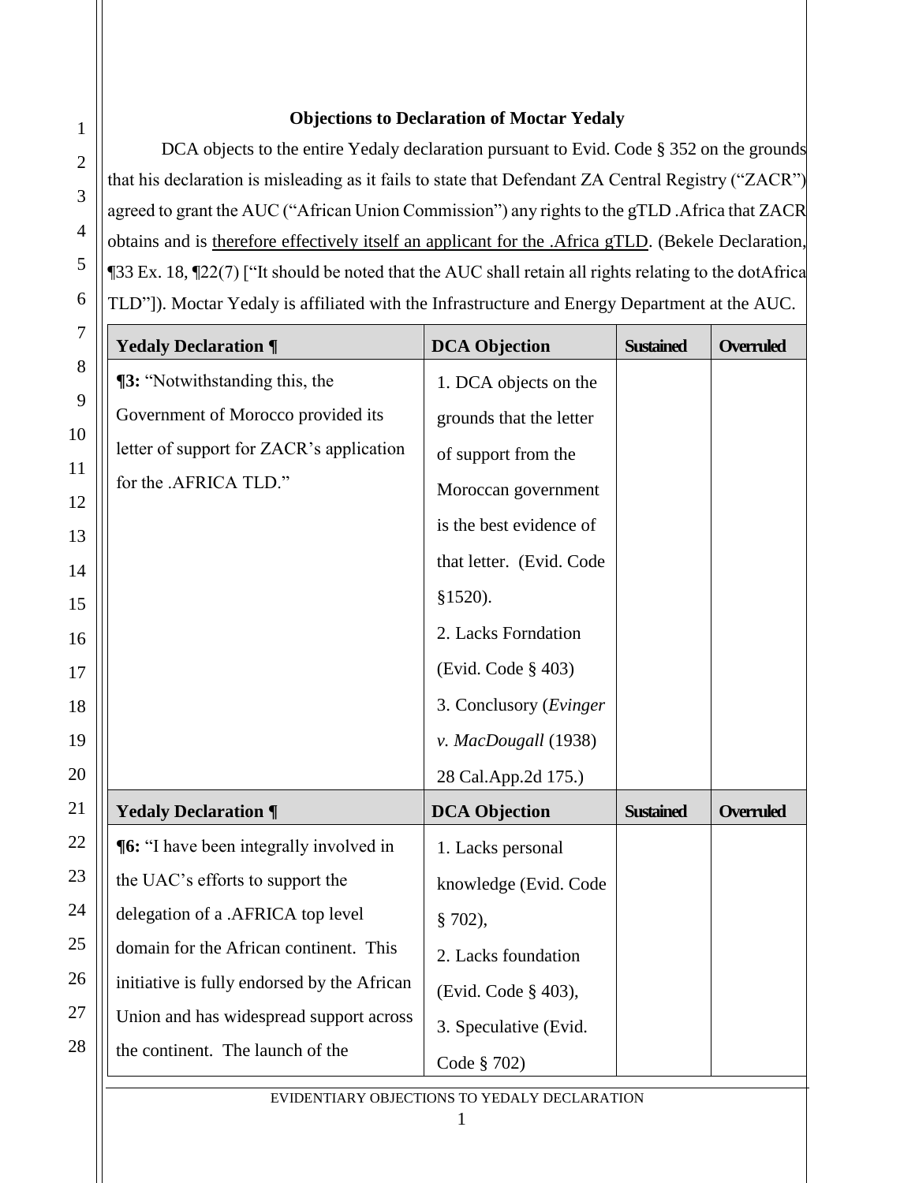### Objections to Declaration of Moctar Yedaly

DCA objects to the entire Yedaly declaration pursuant to Evid. Code § 352 on the grounds that his declaration is misleading as it fails to state that Defendant ZA Central Registry ("ZACR") agreed to grant the AUC ("African Union Commission") any rights to the gTLD .Africa that ZACR obtains and is <u>therefore effectively itself an applicant for the .Africa gTLD</u>. (Bekele Declaration, ¶33 Ex. 18, ¶22(7) ["It should be noted that the AUC shall retain all rights relating to the dotAfrica TLD"]). Moctar Yedaly is affiliated with the Infrastructure and Energy Department at the AUC.

| Yedaly Declaration ¶ | DCA Objection | Sustained | Overruled |
|---|---|---|---|
| **¶3:** "Notwithstanding this, the Government of Morocco provided its letter of support for ZACR's application for the .AFRICA TLD." | 1. DCA objects on the grounds that the letter of support from the Moroccan government is the best evidence of that letter. (Evid. Code §1520).<br>2. Lacks Forndation (Evid. Code § 403)<br>3. Conclusory (*Evinger v. MacDougall* (1938) 28 Cal.App.2d 175.) | | |

| Yedaly Declaration ¶ | DCA Objection | Sustained | Overruled |
|---|---|---|---|
| **¶6:** "I have been integrally involved in the UAC's efforts to support the delegation of a .AFRICA top level domain for the African continent. This initiative is fully endorsed by the African Union and has widespread support across the continent. The launch of the | 1. Lacks personal knowledge (Evid. Code § 702),<br>2. Lacks foundation (Evid. Code § 403),<br>3. Speculative (Evid. Code § 702) | | |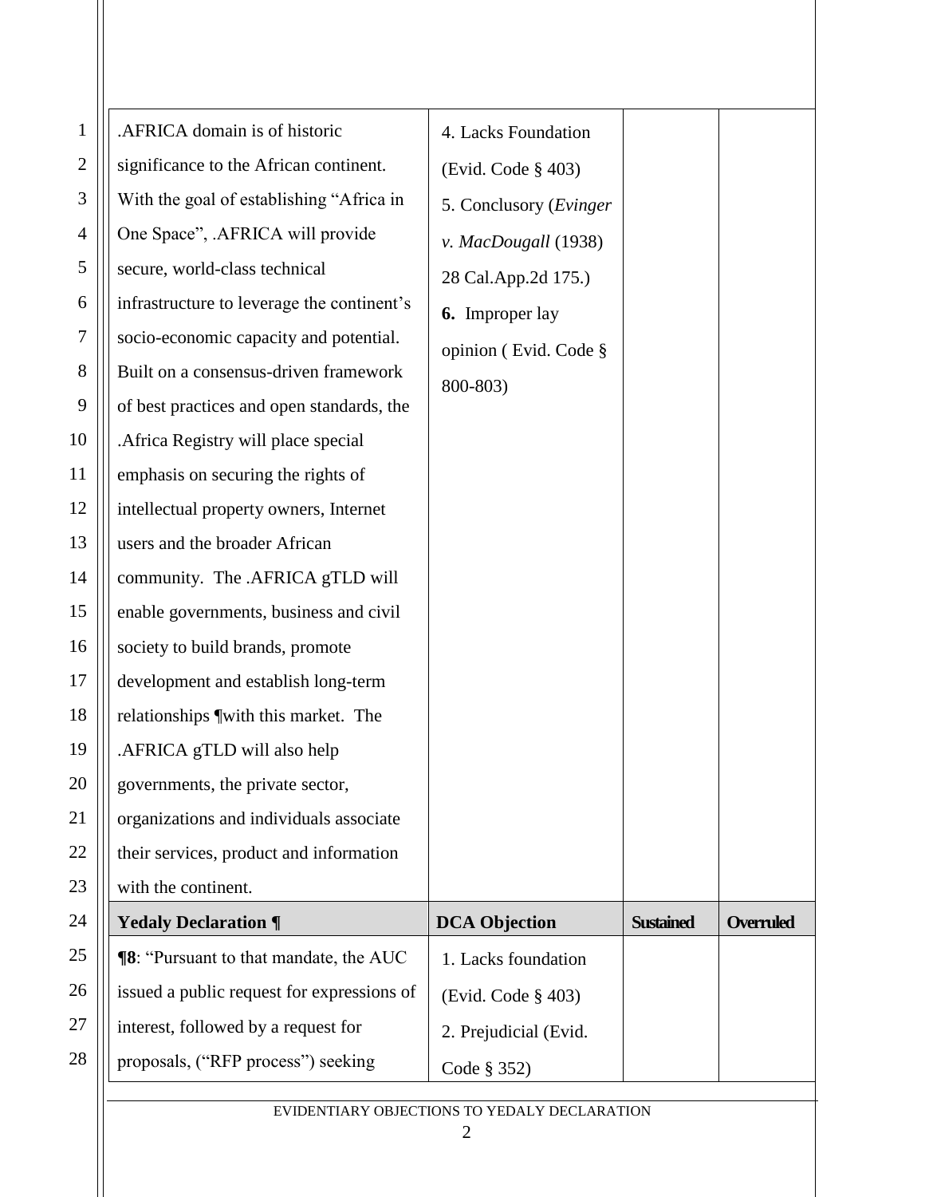| | | | |
|---|---|---|---|
| .AFRICA domain is of historic significance to the African continent. With the goal of establishing "Africa in One Space", .AFRICA will provide secure, world-class technical infrastructure to leverage the continent's socio-economic capacity and potential. Built on a consensus-driven framework of best practices and open standards, the .Africa Registry will place special emphasis on securing the rights of intellectual property owners, Internet users and the broader African community. The .AFRICA gTLD will enable governments, business and civil society to build brands, promote development and establish long-term relationships ¶with this market. The .AFRICA gTLD will also help governments, the private sector, organizations and individuals associate their services, product and information with the continent. | 4. Lacks Foundation (Evid. Code § 403)<br>5. Conclusory (*Evinger v. MacDougall* (1938) 28 Cal.App.2d 175.)<br>**6.** Improper lay opinion ( Evid. Code § 800-803) | | |

| **Yedaly Declaration ¶** | **DCA Objection** | **Sustained** | **Overruled** |
|---|---|---|---|
| **¶8**: "Pursuant to that mandate, the AUC issued a public request for expressions of interest, followed by a request for proposals, ("RFP process") seeking | 1. Lacks foundation (Evid. Code § 403)<br>2. Prejudicial (Evid. Code § 352) | | |

EVIDENTIARY OBJECTIONS TO YEDALY DECLARATION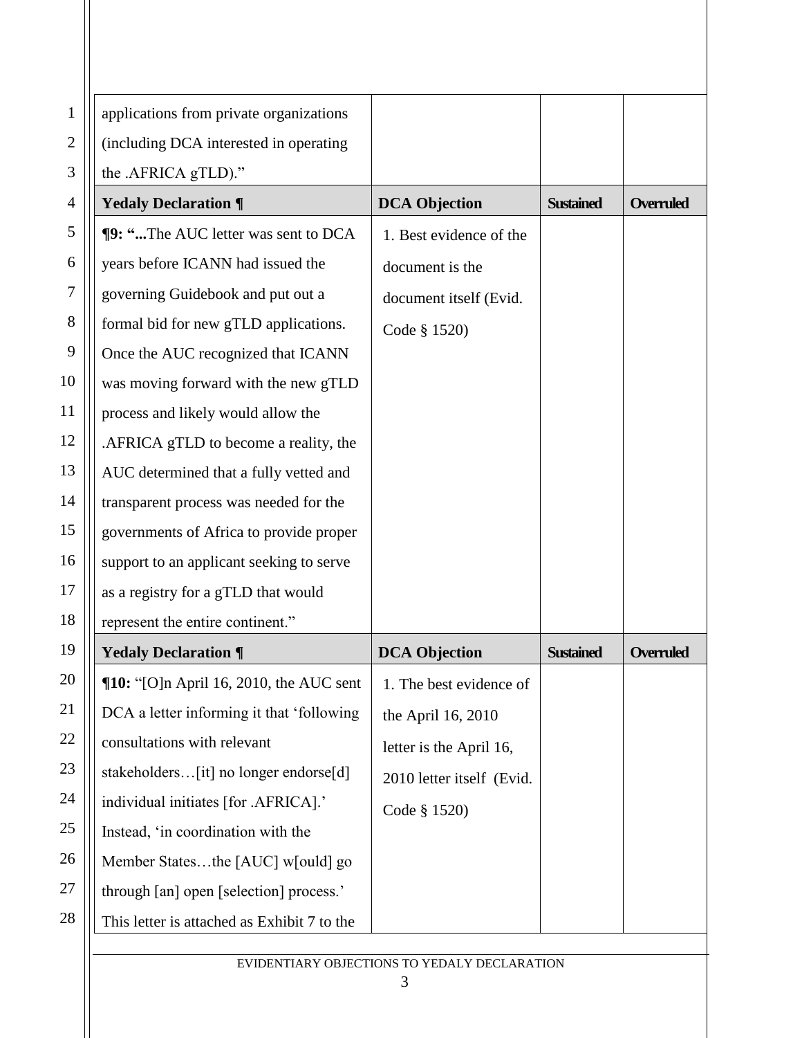| | | | |
|---|---|---|---|
| applications from private organizations (including DCA interested in operating the .AFRICA gTLD).” | | | |
| **Yedaly Declaration ¶** | **DCA Objection** | **Sustained** | **Overruled** |
| **¶9: “...**The AUC letter was sent to DCA years before ICANN had issued the governing Guidebook and put out a formal bid for new gTLD applications. Once the AUC recognized that ICANN was moving forward with the new gTLD process and likely would allow the .AFRICA gTLD to become a reality, the AUC determined that a fully vetted and transparent process was needed for the governments of Africa to provide proper support to an applicant seeking to serve as a registry for a gTLD that would represent the entire continent.” | 1. Best evidence of the document is the document itself (Evid. Code § 1520) | | |
| **Yedaly Declaration ¶** | **DCA Objection** | **Sustained** | **Overruled** |
| **¶10:** “[O]n April 16, 2010, the AUC sent DCA a letter informing it that ‘following consultations with relevant stakeholders…[it] no longer endorse[d] individual initiates [for .AFRICA].’ Instead, ‘in coordination with the Member States…the [AUC] w[ould] go through [an] open [selection] process.’ This letter is attached as Exhibit 7 to the | 1. The best evidence of the April 16, 2010 letter is the April 16, 2010 letter itself (Evid. Code § 1520) | | |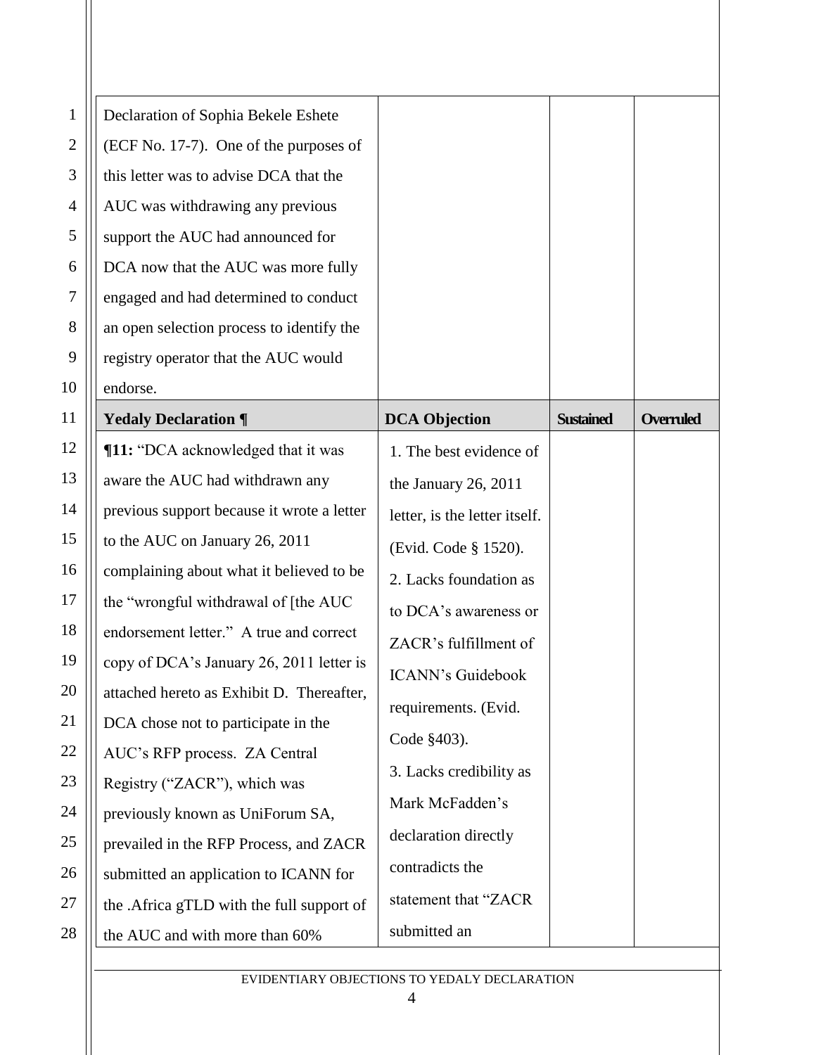| | | | |
|---|---|---|---|
| Declaration of Sophia Bekele Eshete (ECF No. 17-7). One of the purposes of this letter was to advise DCA that the AUC was withdrawing any previous support the AUC had announced for DCA now that the AUC was more fully engaged and had determined to conduct an open selection process to identify the registry operator that the AUC would endorse. | | | |
| **Yedaly Declaration ¶** | **DCA Objection** | **Sustained** | **Overruled** |
| **¶11:** "DCA acknowledged that it was aware the AUC had withdrawn any previous support because it wrote a letter to the AUC on January 26, 2011 complaining about what it believed to be the "wrongful withdrawal of [the AUC endorsement letter." A true and correct copy of DCA's January 26, 2011 letter is attached hereto as Exhibit D. Thereafter, DCA chose not to participate in the AUC's RFP process. ZA Central Registry ("ZACR"), which was previously known as UniForum SA, prevailed in the RFP Process, and ZACR submitted an application to ICANN for the .Africa gTLD with the full support of the AUC and with more than 60% | 1. The best evidence of the January 26, 2011 letter, is the letter itself. (Evid. Code § 1520). 2. Lacks foundation as to DCA's awareness or ZACR's fulfillment of ICANN's Guidebook requirements. (Evid. Code §403). 3. Lacks credibility as Mark McFadden's declaration directly contradicts the statement that "ZACR submitted an | | |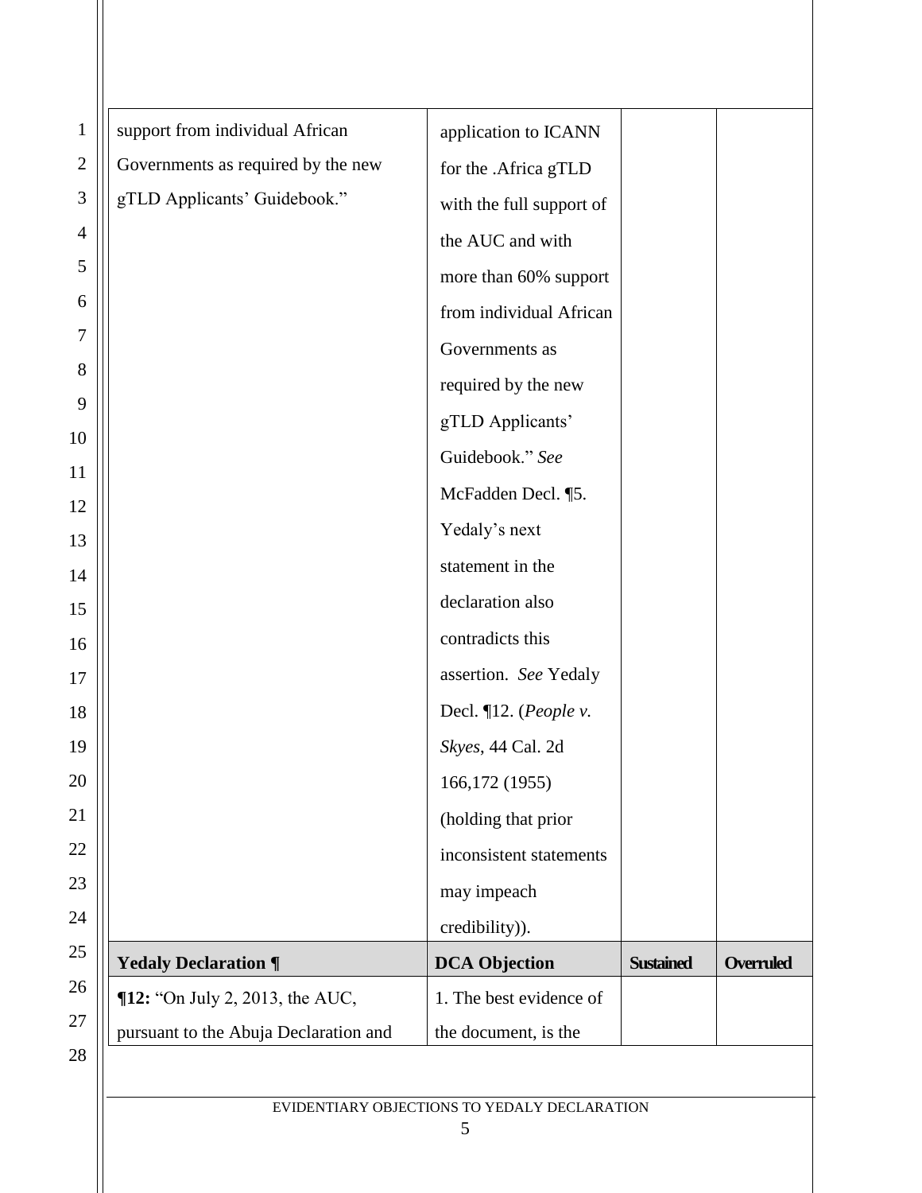| | | | |
|---|---|---|---|
| support from individual African Governments as required by the new gTLD Applicants' Guidebook." | application to ICANN for the .Africa gTLD with the full support of the AUC and with more than 60% support from individual African Governments as required by the new gTLD Applicants' Guidebook." *See* McFadden Decl. ¶5. Yedaly's next statement in the declaration also contradicts this assertion. *See* Yedaly Decl. ¶12. (*People v. Skyes*, 44 Cal. 2d 166,172 (1955) (holding that prior inconsistent statements may impeach credibility)). | | |
| **Yedaly Declaration ¶** | **DCA Objection** | **Sustained** | **Overruled** |
| **¶12:** "On July 2, 2013, the AUC, pursuant to the Abuja Declaration and | 1. The best evidence of the document, is the | | |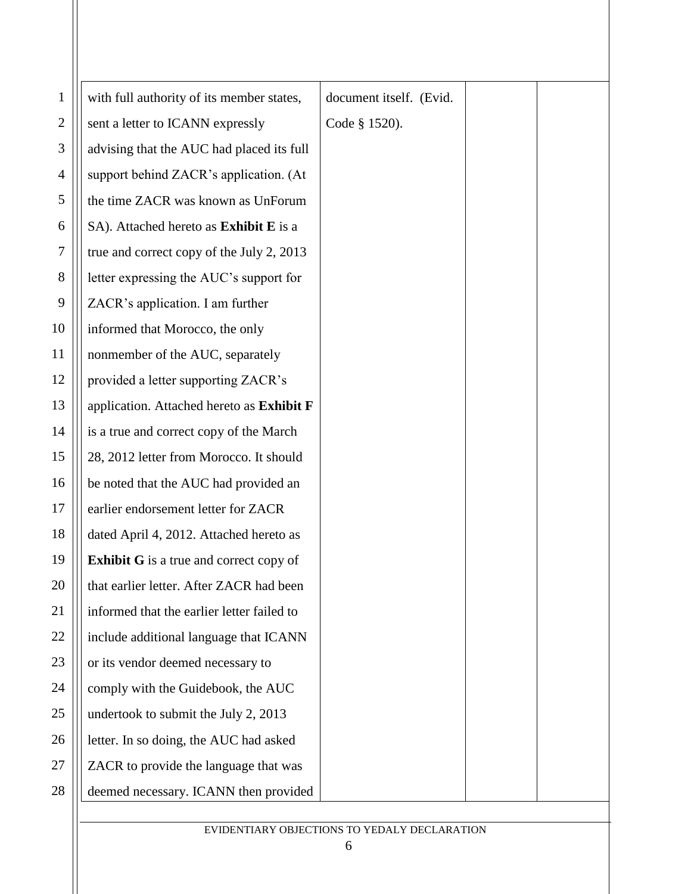| | | | |
|---|---|---|---|
| with full authority of its member states, sent a letter to ICANN expressly advising that the AUC had placed its full support behind ZACR's application. (At the time ZACR was known as UnForum SA). Attached hereto as **Exhibit E** is a true and correct copy of the July 2, 2013 letter expressing the AUC's support for ZACR's application. I am further informed that Morocco, the only nonmember of the AUC, separately provided a letter supporting ZACR's application. Attached hereto as **Exhibit F** is a true and correct copy of the March 28, 2012 letter from Morocco. It should be noted that the AUC had provided an earlier endorsement letter for ZACR dated April 4, 2012. Attached hereto as **Exhibit G** is a true and correct copy of that earlier letter. After ZACR had been informed that the earlier letter failed to include additional language that ICANN or its vendor deemed necessary to comply with the Guidebook, the AUC undertook to submit the July 2, 2013 letter. In so doing, the AUC had asked ZACR to provide the language that was deemed necessary. ICANN then provided | document itself. (Evid. Code § 1520). | | |

EVIDENTIARY OBJECTIONS TO YEDALY DECLARATION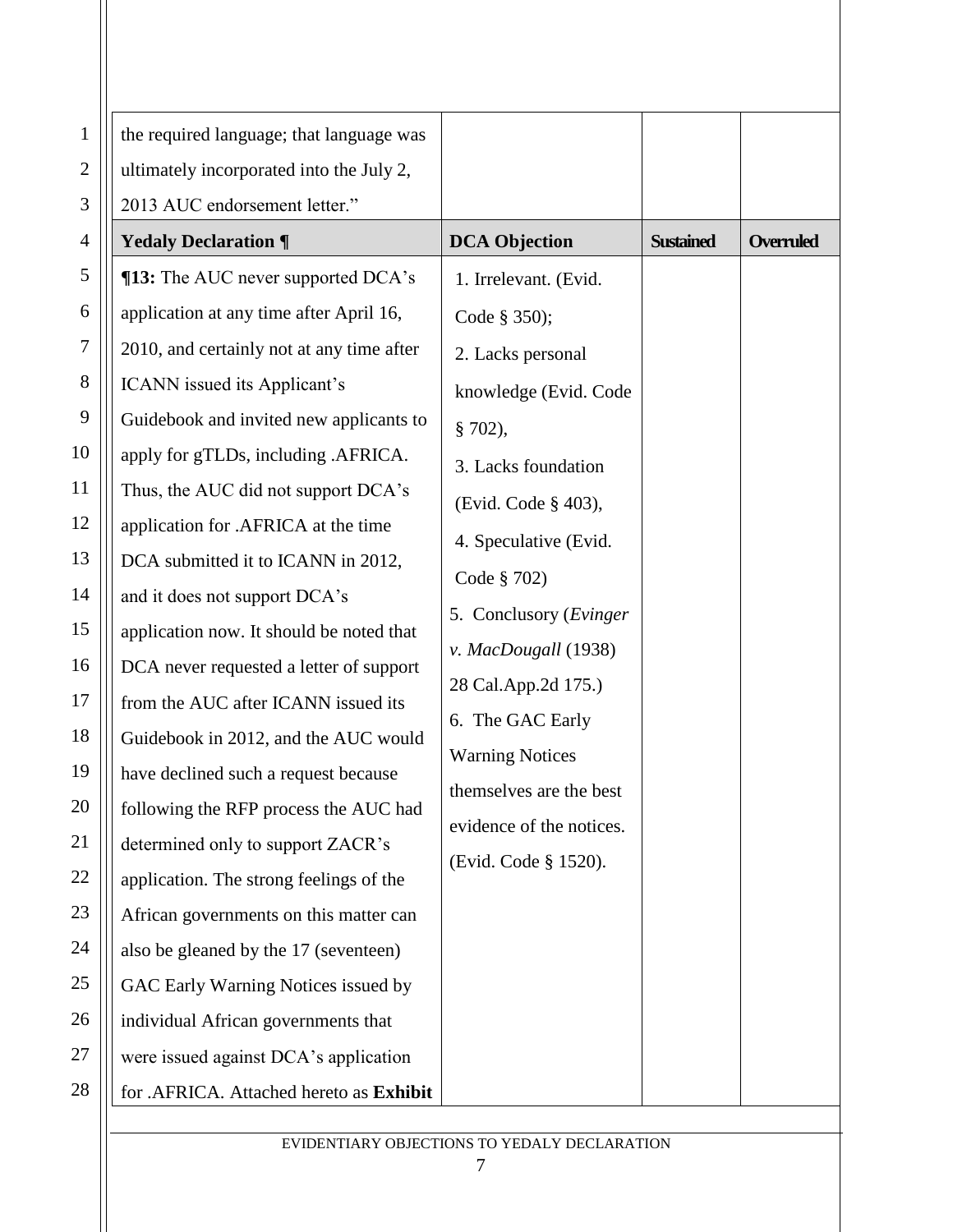| | | | |
|---|---|---|---|
| the required language; that language was ultimately incorporated into the July 2, 2013 AUC endorsement letter." | | | |
| **Yedaly Declaration ¶** | **DCA Objection** | **Sustained** | **Overruled** |
| **¶13:** The AUC never supported DCA's application at any time after April 16, 2010, and certainly not at any time after ICANN issued its Applicant's Guidebook and invited new applicants to apply for gTLDs, including .AFRICA. Thus, the AUC did not support DCA's application for .AFRICA at the time DCA submitted it to ICANN in 2012, and it does not support DCA's application now. It should be noted that DCA never requested a letter of support from the AUC after ICANN issued its Guidebook in 2012, and the AUC would have declined such a request because following the RFP process the AUC had determined only to support ZACR's application. The strong feelings of the African governments on this matter can also be gleaned by the 17 (seventeen) GAC Early Warning Notices issued by individual African governments that were issued against DCA's application for .AFRICA. Attached hereto as **Exhibit** | 1. Irrelevant. (Evid. Code § 350); 2. Lacks personal knowledge (Evid. Code § 702), 3. Lacks foundation (Evid. Code § 403), 4. Speculative (Evid. Code § 702) 5. Conclusory (*Evinger v. MacDougall* (1938) 28 Cal.App.2d 175.) 6. The GAC Early Warning Notices themselves are the best evidence of the notices. (Evid. Code § 1520). | | |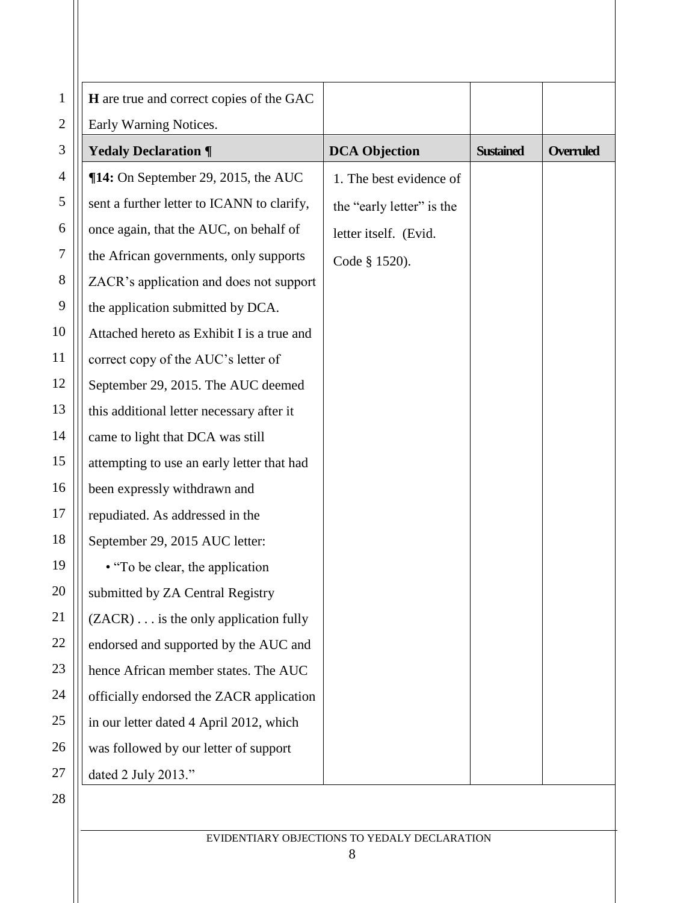| | | | |
|---|---|---|---|
| **H** are true and correct copies of the GAC Early Warning Notices. | | | |
| **Yedaly Declaration ¶** | **DCA Objection** | **Sustained** | **Overruled** |
| **¶14:** On September 29, 2015, the AUC sent a further letter to ICANN to clarify, once again, that the AUC, on behalf of the African governments, only supports ZACR's application and does not support the application submitted by DCA. Attached hereto as Exhibit I is a true and correct copy of the AUC's letter of September 29, 2015. The AUC deemed this additional letter necessary after it came to light that DCA was still attempting to use an early letter that had been expressly withdrawn and repudiated. As addressed in the September 29, 2015 AUC letter: • "To be clear, the application submitted by ZA Central Registry (ZACR) . . . is the only application fully endorsed and supported by the AUC and hence African member states. The AUC officially endorsed the ZACR application in our letter dated 4 April 2012, which was followed by our letter of support dated 2 July 2013." | 1. The best evidence of the "early letter" is the letter itself. (Evid. Code § 1520). | | |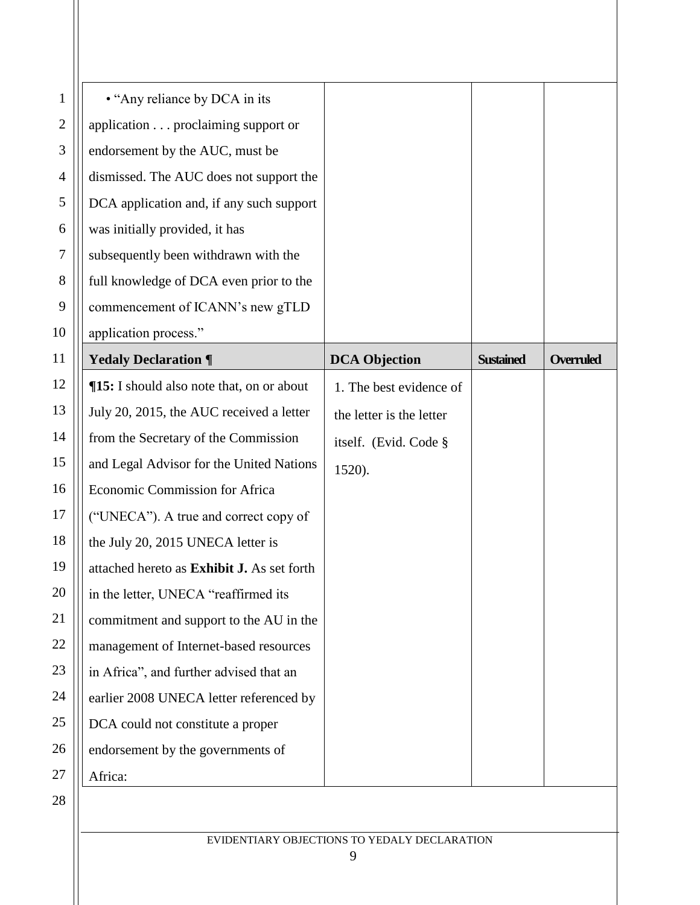| | | | |
|---|---|---|---|
| • "Any reliance by DCA in its application . . . proclaiming support or endorsement by the AUC, must be dismissed. The AUC does not support the DCA application and, if any such support was initially provided, it has subsequently been withdrawn with the full knowledge of DCA even prior to the commencement of ICANN's new gTLD application process." | | | |
| **Yedaly Declaration ¶** | **DCA Objection** | **Sustained** | **Overruled** |
| **¶15:** I should also note that, on or about July 20, 2015, the AUC received a letter from the Secretary of the Commission and Legal Advisor for the United Nations Economic Commission for Africa ("UNECA"). A true and correct copy of the July 20, 2015 UNECA letter is attached hereto as **Exhibit J.** As set forth in the letter, UNECA "reaffirmed its commitment and support to the AU in the management of Internet-based resources in Africa", and further advised that an earlier 2008 UNECA letter referenced by DCA could not constitute a proper endorsement by the governments of Africa: | 1. The best evidence of the letter is the letter itself. (Evid. Code § 1520). | | |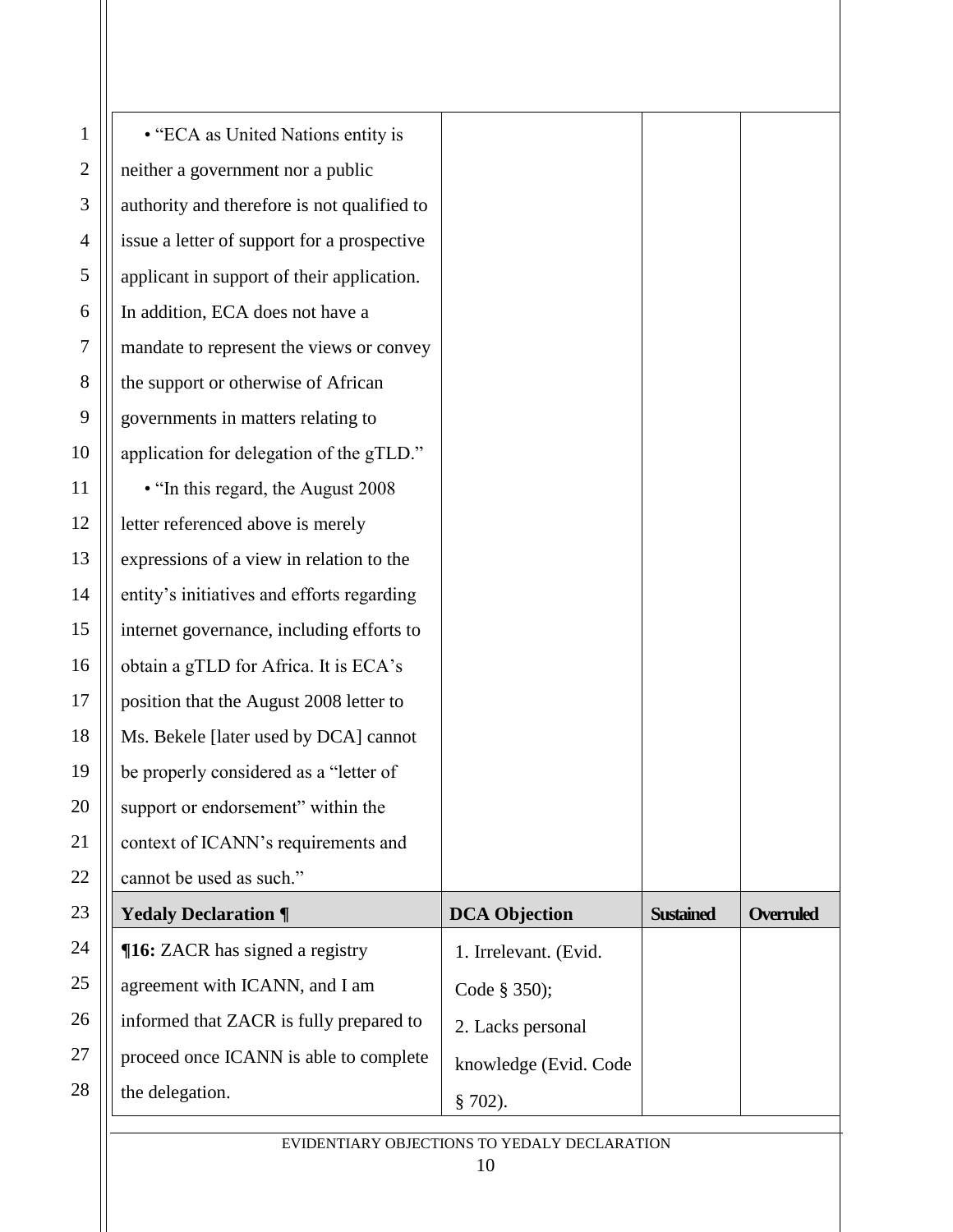| | | | |
|---|---|---|---|
| • "ECA as United Nations entity is neither a government nor a public authority and therefore is not qualified to issue a letter of support for a prospective applicant in support of their application. In addition, ECA does not have a mandate to represent the views or convey the support or otherwise of African governments in matters relating to application for delegation of the gTLD."<br>• "In this regard, the August 2008 letter referenced above is merely expressions of a view in relation to the entity's initiatives and efforts regarding internet governance, including efforts to obtain a gTLD for Africa. It is ECA's position that the August 2008 letter to Ms. Bekele [later used by DCA] cannot be properly considered as a "letter of support or endorsement" within the context of ICANN's requirements and cannot be used as such." | | | |
| **Yedaly Declaration ¶** | **DCA Objection** | **Sustained** | **Overruled** |
| **¶16:** ZACR has signed a registry agreement with ICANN, and I am informed that ZACR is fully prepared to proceed once ICANN is able to complete the delegation. | 1. Irrelevant. (Evid. Code § 350);<br>2. Lacks personal knowledge (Evid. Code § 702). | | |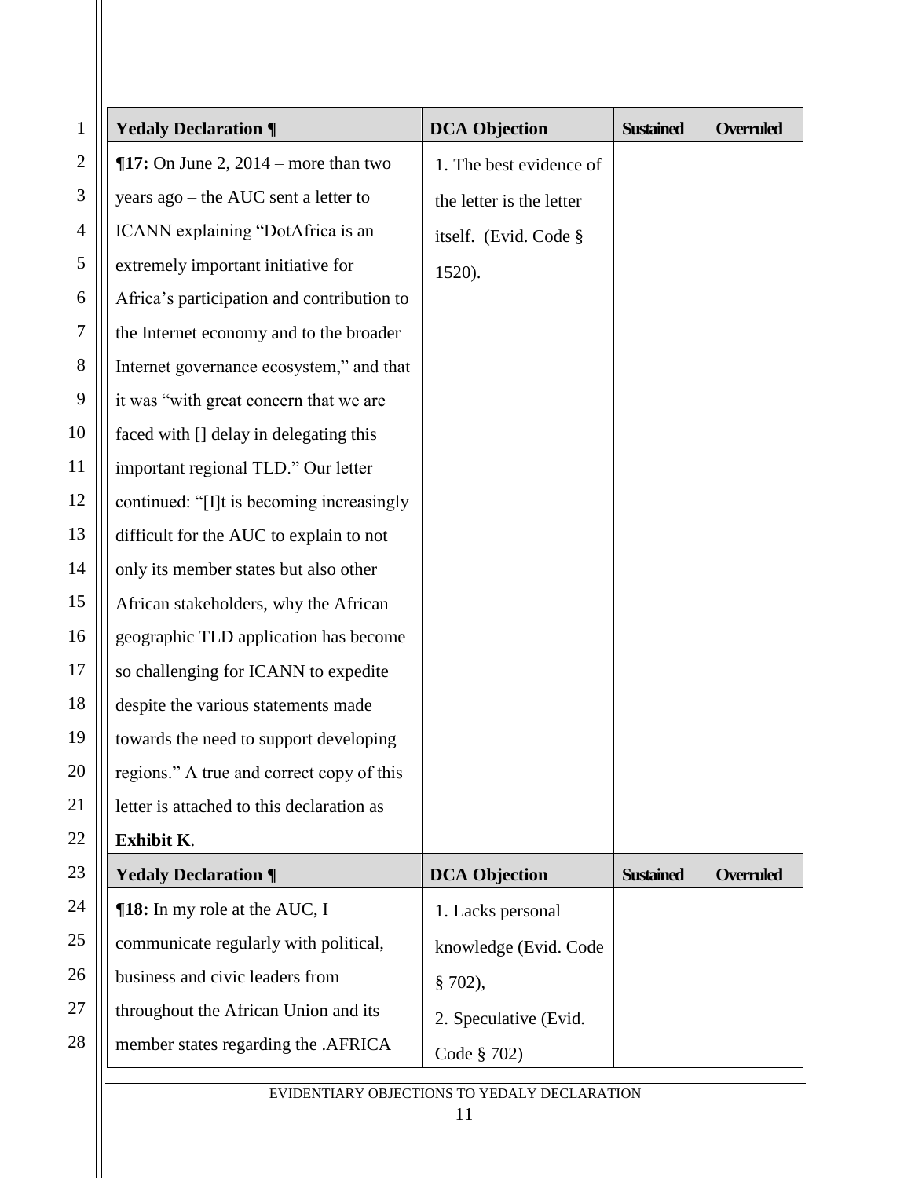| Yedaly Declaration ¶ | DCA Objection | Sustained | Overruled |
|---|---|---|---|
| **¶17:** On June 2, 2014 – more than two years ago – the AUC sent a letter to ICANN explaining "DotAfrica is an extremely important initiative for Africa's participation and contribution to the Internet economy and to the broader Internet governance ecosystem," and that it was "with great concern that we are faced with [] delay in delegating this important regional TLD." Our letter continued: "[I]t is becoming increasingly difficult for the AUC to explain to not only its member states but also other African stakeholders, why the African geographic TLD application has become so challenging for ICANN to expedite despite the various statements made towards the need to support developing regions." A true and correct copy of this letter is attached to this declaration as **Exhibit K**. | 1. The best evidence of the letter is the letter itself. (Evid. Code § 1520). | | |

| Yedaly Declaration ¶ | DCA Objection | Sustained | Overruled |
|---|---|---|---|
| **¶18:** In my role at the AUC, I communicate regularly with political, business and civic leaders from throughout the African Union and its member states regarding the .AFRICA | 1. Lacks personal knowledge (Evid. Code § 702),<br>2. Speculative (Evid. Code § 702) | | |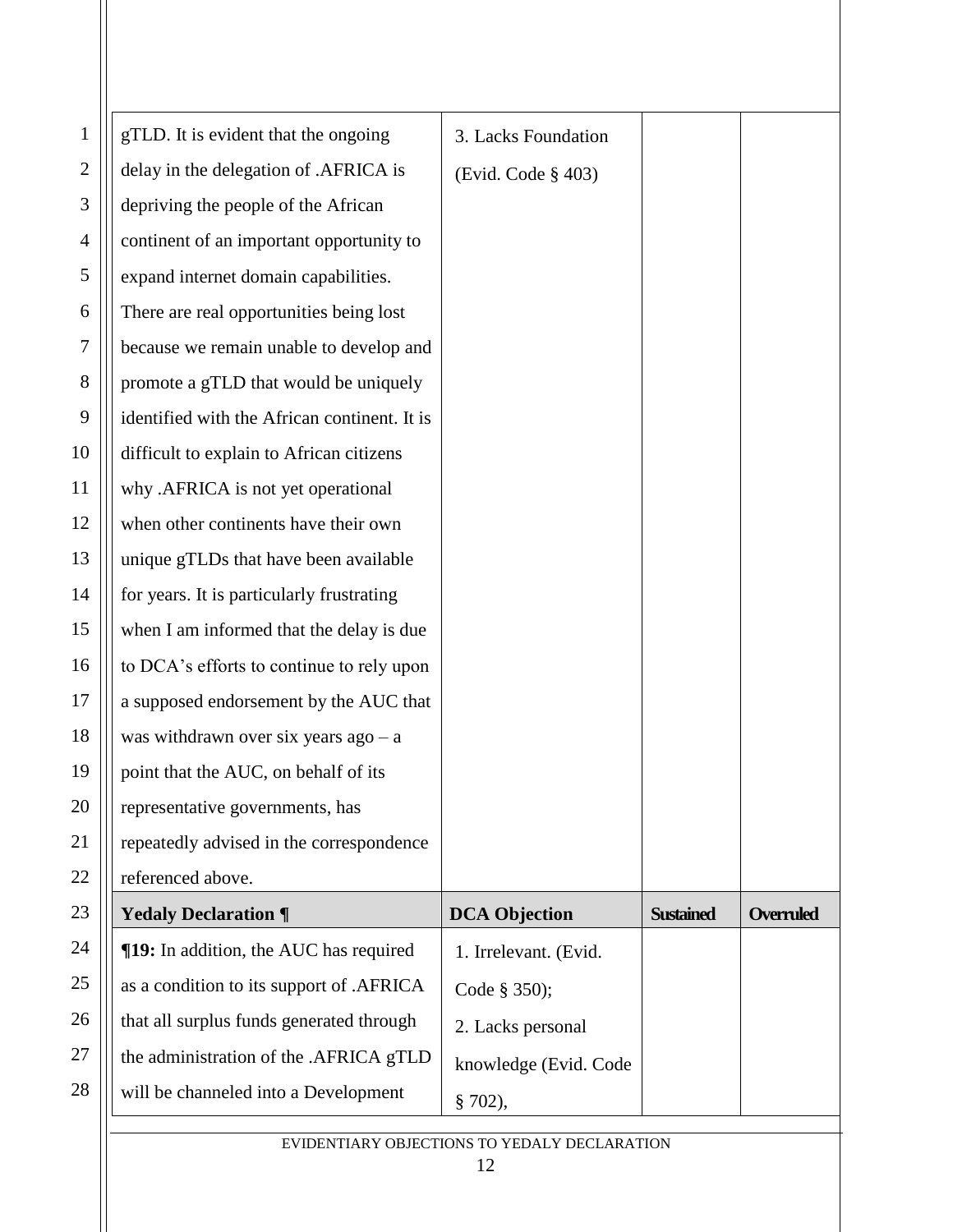| | | | |
|---|---|---|---|
| gTLD. It is evident that the ongoing delay in the delegation of .AFRICA is depriving the people of the African continent of an important opportunity to expand internet domain capabilities. There are real opportunities being lost because we remain unable to develop and promote a gTLD that would be uniquely identified with the African continent. It is difficult to explain to African citizens why .AFRICA is not yet operational when other continents have their own unique gTLDs that have been available for years. It is particularly frustrating when I am informed that the delay is due to DCA's efforts to continue to rely upon a supposed endorsement by the AUC that was withdrawn over six years ago – a point that the AUC, on behalf of its representative governments, has repeatedly advised in the correspondence referenced above. | 3. Lacks Foundation (Evid. Code § 403) | | |
| **Yedaly Declaration ¶** | **DCA Objection** | **Sustained** | **Overruled** |
| **¶19:** In addition, the AUC has required as a condition to its support of .AFRICA that all surplus funds generated through the administration of the .AFRICA gTLD will be channeled into a Development | 1. Irrelevant. (Evid. Code § 350); 2. Lacks personal knowledge (Evid. Code § 702), | | |

EVIDENTIARY OBJECTIONS TO YEDALY DECLARATION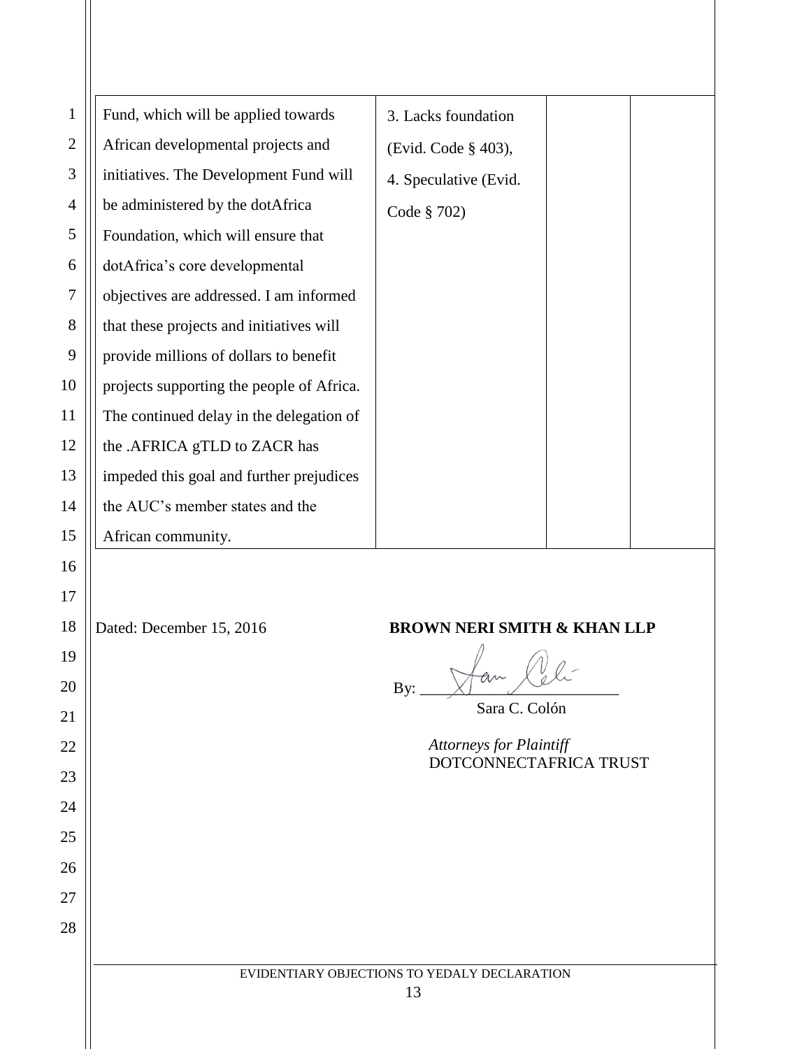| | | | |
|---|---|---|---|
| Fund, which will be applied towards African developmental projects and initiatives. The Development Fund will be administered by the dotAfrica Foundation, which will ensure that dotAfrica's core developmental objectives are addressed. I am informed that these projects and initiatives will provide millions of dollars to benefit projects supporting the people of Africa. The continued delay in the delegation of the .AFRICA gTLD to ZACR has impeded this goal and further prejudices the AUC's member states and the African community. | 3. Lacks foundation (Evid. Code § 403), 4. Speculative (Evid. Code § 702) | | |

Dated: December 15, 2016

**BROWN NERI SMITH & KHAN LLP**

By: ______________________

Sara C. Colón

*Attorneys for Plaintiff*
DOTCONNECTAFRICA TRUST

EVIDENTIARY OBJECTIONS TO YEDALY DECLARATION